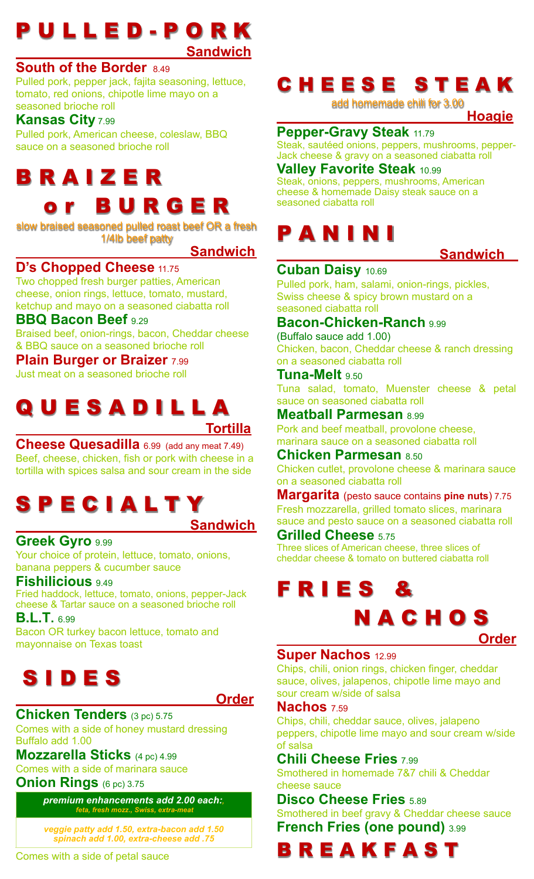# PULLED-PORK

**Sandwich**

### South of the Border 8.49

Pulled pork, pepper jack, fajita seasoning, lettuce, tomato, red onions, chipotle lime mayo on a seasoned brioche roll

### Kansas City 7.99

Pulled pork, American cheese, coleslaw, BBQ sauce on a seasoned brioche roll

# BRAIZER or BURGER

slow braised seasoned pulled roast beef OR a fresh 1/4lb beef patty

**Sandwich**

### D's Chopped Cheese 11.75

Two chopped fresh burger patties, American cheese, onion rings, lettuce, tomato, mustard, ketchup and mayo on a seasoned ciabatta roll

### BBQ Bacon Beef 9.29

Braised beef, onion-rings, bacon, Cheddar cheese & BBQ sauce on a seasoned brioche roll

### Plain Burger or Braizer 7.99

Just meat on a seasoned brioche roll

# QUESADILLA

**Tortilla**

### Cheese Quesadilla 6.99 (add any meat 7.49)

Beef, cheese, chicken, fish or pork with cheese in a tortilla with spices salsa and sour cream in the side

# SPECIALTY

**Sandwich**

### Greek Gyro 9.99

Your choice of protein, lettuce, tomato, onions, banana peppers & cucumber sauce

### Fishilicious 9.49

Fried haddock, lettuce, tomato, onions, pepper-Jack cheese & Tartar sauce on a seasoned brioche roll

### B.L.T. 6.99

Bacon OR turkey bacon lettuce, tomato and mayonnaise on Texas toast

# SIDES

**Order**

### Chicken Tenders (3 pc) 5.75

Comes with a side of honey mustard dressing Buffalo add 1.00

### Mozzarella Sticks (4 pc) 4.99

Comes with a side of marinara sauce

### Onion Rings (6 pc) 3.75

*premium enhancements add 2.00 each:, feta, fresh mozz., Swiss, extra-meat*

*veggie patty add 1.50, extra-bacon add 1.50 spinach add 1.00, extra-cheese add .75*

Comes with a side of petal sauce

# CHEESE STEAK

add homemade chili for 3.00

**Hoagie**

### Pepper-Gravy Steak 11.79

Steak, sautéed onions, peppers, mushrooms, pepper-Jack cheese & gravy on a seasoned ciabatta roll

### Valley Favorite Steak 10.99

Steak, onions, peppers, mushrooms, American cheese & homemade Daisy steak sauce on a seasoned ciabatta roll

# PANINI

**Sandwich**

### Cuban Daisy 10.69

Pulled pork, ham, salami, onion-rings, pickles, Swiss cheese & spicy brown mustard on a seasoned ciabatta roll

### Bacon-Chicken-Ranch 9.99

(Buffalo sauce add 1.00)

Chicken, bacon, Cheddar cheese & ranch dressing on a seasoned ciabatta roll

### Tuna-Melt 9.50

Tuna salad, tomato, Muenster cheese & petal sauce on seasoned ciabatta roll

### Meatball Parmesan 8.99

Pork and beef meatball, provolone cheese, marinara sauce on a seasoned ciabatta roll

### Chicken Parmesan 8.50

Chicken cutlet, provolone cheese & marinara sauce on a seasoned ciabatta roll

### Margarita (pesto sauce contains **pine nuts**) 7.75

Fresh mozzarella, grilled tomato slices, marinara sauce and pesto sauce on a seasoned ciabatta roll

### Grilled Cheese 5.75

Three slices of American cheese, three slices of cheddar cheese & tomato on buttered ciabatta roll

# FRIES & NACHOS

**Order**

### Super Nachos 12.99

Chips, chili, onion rings, chicken finger, cheddar sauce, olives, jalapenos, chipotle lime mayo and sour cream w/side of salsa

### Nachos 7.59

Chips, chili, cheddar sauce, olives, jalapeno peppers, chipotle lime mayo and sour cream w/side of salsa

### Chili Cheese Fries 7.99

Smothered in homemade 7&7 chili & Cheddar cheese sauce

### Disco Cheese Fries 5.89

Smothered in beef gravy & Cheddar cheese sauce

### French Fries (one pound) 3.99

# BREAKFAST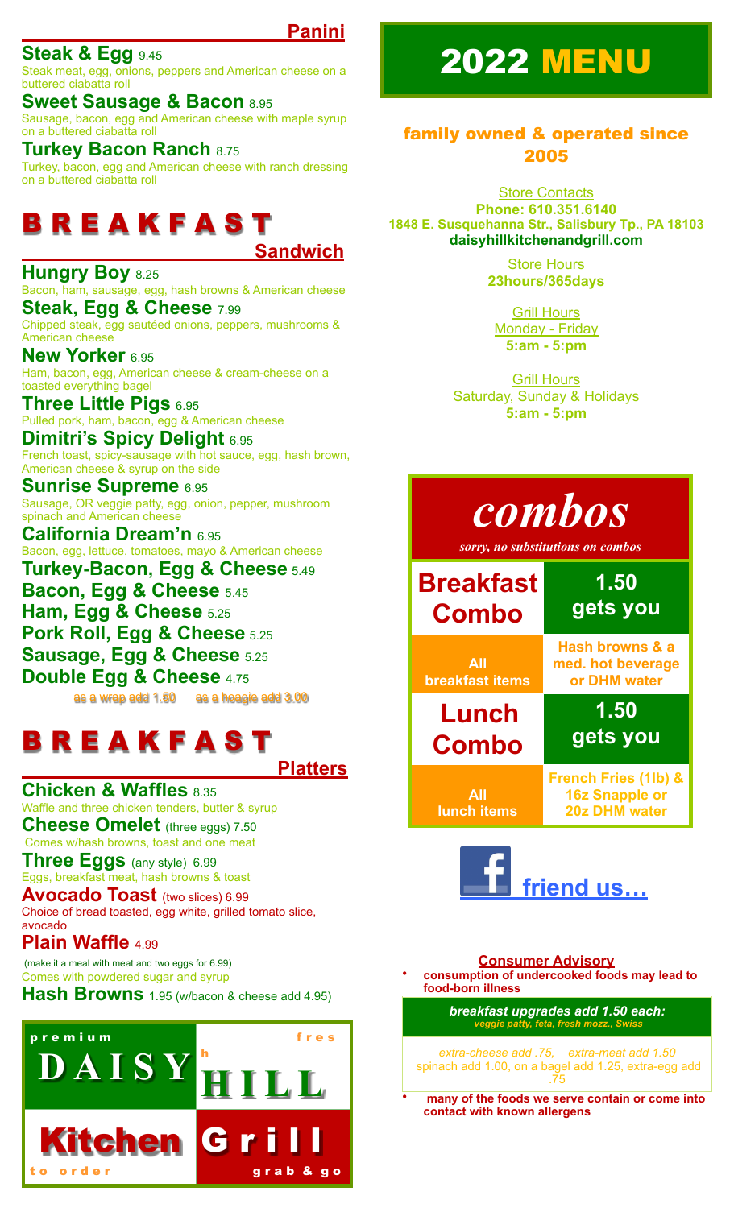## Panini

**Steak & Egg** 9.45
Steak meat, egg, onions, peppers and American cheese on a buttered ciabatta roll

**Sweet Sausage & Bacon** 8.95
Sausage, bacon, egg and American cheese with maple syrup on a buttered ciabatta roll

**Turkey Bacon Ranch** 8.75
Turkey, bacon, egg and American cheese with ranch dressing on a buttered ciabatta roll

# BREAKFAST

## Sandwich

**Hungry Boy** 8.25
Bacon, ham, sausage, egg, hash browns & American cheese

**Steak, Egg & Cheese** 7.99
Chipped steak, egg sautéed onions, peppers, mushrooms & American cheese

**New Yorker** 6.95
Ham, bacon, egg, American cheese & cream-cheese on a toasted everything bagel

**Three Little Pigs** 6.95
Pulled pork, ham, bacon, egg & American cheese

**Dimitri's Spicy Delight** 6.95
French toast, spicy-sausage with hot sauce, egg, hash brown, American cheese & syrup on the side

**Sunrise Supreme** 6.95
Sausage, OR veggie patty, egg, onion, pepper, mushroom spinach and American cheese

**California Dream'n** 6.95
Bacon, egg, lettuce, tomatoes, mayo & American cheese

**Turkey-Bacon, Egg & Cheese** 5.49

**Bacon, Egg & Cheese** 5.45

**Ham, Egg & Cheese** 5.25

**Pork Roll, Egg & Cheese** 5.25

**Sausage, Egg & Cheese** 5.25

**Double Egg & Cheese** 4.75

as a wrap add 1.50 as a hoagie add 3.00

# BREAKFAST

## Platters

**Chicken & Waffles** 8.35
Waffle and three chicken tenders, butter & syrup

**Cheese Omelet** (three eggs) 7.50
Comes w/hash browns, toast and one meat

**Three Eggs** (any style) 6.99
Eggs, breakfast meat, hash browns & toast

**Avocado Toast** (two slices) 6.99
Choice of bread toasted, egg white, grilled tomato slice, avocado

**Plain Waffle** 4.99
(make it a meal with meat and two eggs for 6.99)
Comes with powdered sugar and syrup

**Hash Browns** 1.95 (w/bacon & cheese add 4.95)

premium fresh
DAISY HILL
Kitchen Grill
to order grab & go

# 2022 MENU

### family owned & operated since 2005

Store Contacts
**Phone: 610.351.6140**
**1848 E. Susquehanna Str., Salisbury Tp., PA 18103**
**daisyhillkitchenandgrill.com**

Store Hours
**23hours/365days**

Grill Hours
Monday - Friday
**5:am - 5:pm**

Grill Hours
Saturday, Sunday & Holidays
**5:am - 5:pm**

## *combos*

*sorry, no substitutions on combos*

| | |
|---|---|
| **Breakfast Combo** | **1.50 gets you** |
| All breakfast items | Hash browns & a med. hot beverage or DHM water |
| **Lunch Combo** | **1.50 gets you** |
| All lunch items | French Fries (1lb) & 16z Snapple or 20z DHM water |

friend us…

**Consumer Advisory**

- **consumption of undercooked foods may lead to food-born illness**

***breakfast upgrades add 1.50 each:***
*veggie patty, feta, fresh mozz., Swiss*

*extra-cheese add .75, extra-meat add 1.50*
spinach add 1.00, on a bagel add 1.25, extra-egg add .75

- **many of the foods we serve contain or come into contact with known allergens**